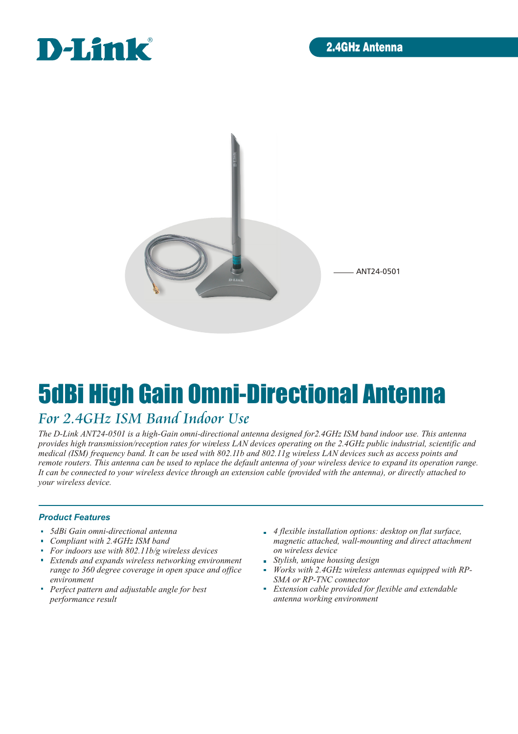D-Link®

2.4GHz Antenna

ANT24-0501

# 5dBi High Gain Omni-Directional Antenna

## *For 2.4GHz ISM Band Indoor Use*

*The D-Link ANT24-0501 is a high-Gain omni-directional antenna designed for2.4GHz ISM band indoor use. This antenna provides high transmission/reception rates for wireless LAN devices operating on the 2.4GHz public industrial, scientific and medical (ISM) frequency band. It can be used with 802.11b and 802.11g wireless LAN devices such as access points and remote routers. This antenna can be used to replace the default antenna of your wireless device to expand its operation range. It can be connected to your wireless device through an extension cable (provided with the antenna), or directly attached to your wireless device.*

### *Product Features*

- *5dBi Gain omni-directional antenna*
- *Compliant with 2.4GHz ISM band*
- *For indoors use with 802.11b/g wireless devices*
- *Extends and expands wireless networking environment range to 360 degree coverage in open space and office environment*
- *Perfect pattern and adjustable angle for best performance result*
- *4 flexible installation options: desktop on flat surface, magnetic attached, wall-mounting and direct attachment on wireless device*
- *Stylish, unique housing design*
- *Works with 2.4GHz wireless antennas equipped with RP-SMA or RP-TNC connector*
- *Extension cable provided for flexible and extendable antenna working environment*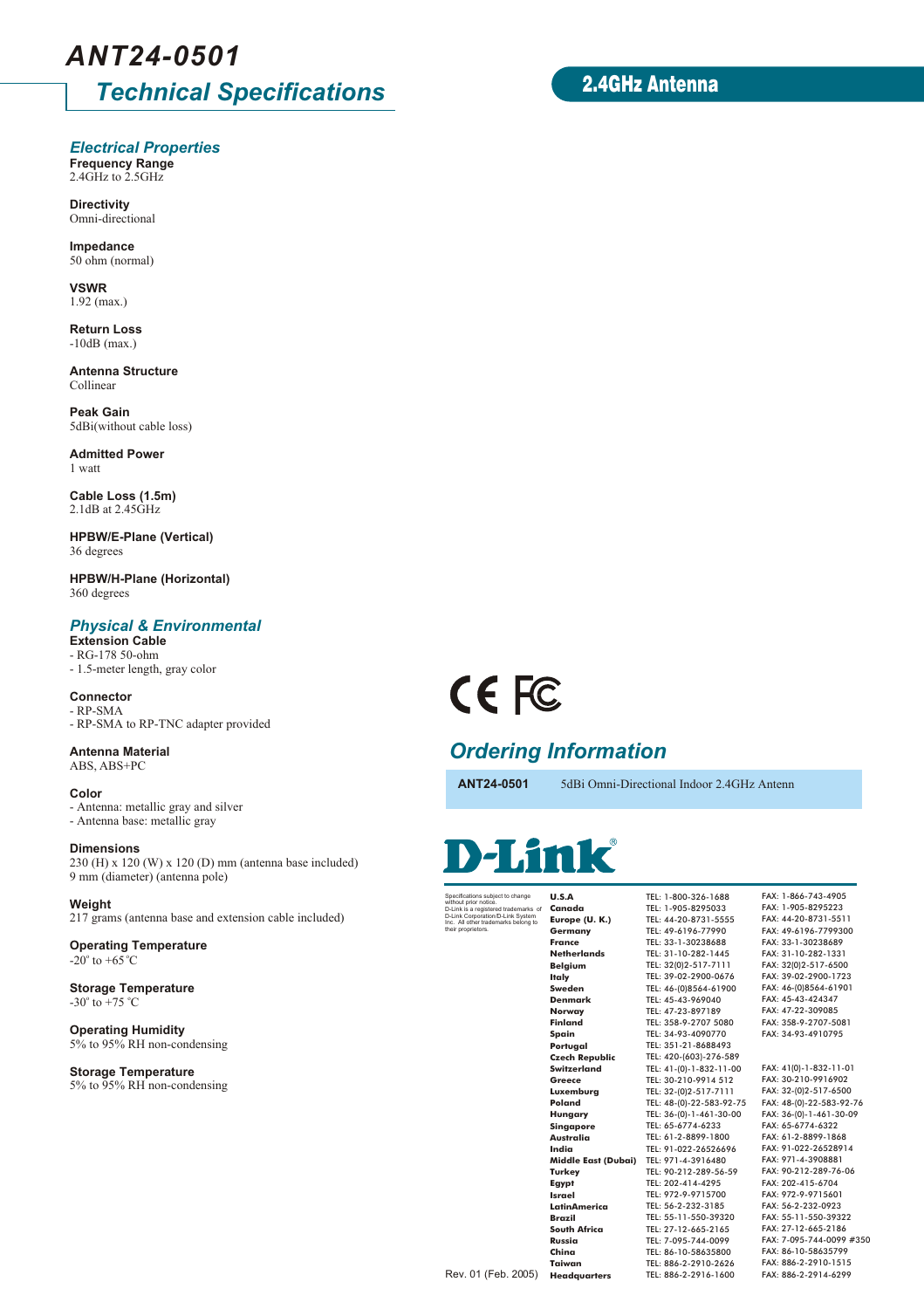# ANT24-0501

## Technical Specifications

2.4GHz Antenna

### Electrical Properties

**Frequency Range**
2.4GHz to 2.5GHz

**Directivity**
Omni-directional

**Impedance**
50 ohm (normal)

**VSWR**
1.92 (max.)

**Return Loss**
-10dB (max.)

**Antenna Structure**
Collinear

**Peak Gain**
5dBi(without cable loss)

**Admitted Power**
1 watt

**Cable Loss (1.5m)**
2.1dB at 2.45GHz

**HPBW/E-Plane (Vertical)**
36 degrees

**HPBW/H-Plane (Horizontal)**
360 degrees

### Physical & Environmental

**Extension Cable**
- RG-178 50-ohm
- 1.5-meter length, gray color

**Connector**
- RP-SMA
- RP-SMA to RP-TNC adapter provided

**Antenna Material**
ABS, ABS+PC

**Color**
- Antenna: metallic gray and silver
- Antenna base: metallic gray

**Dimensions**
230 (H) x 120 (W) x 120 (D) mm (antenna base included)
9 mm (diameter) (antenna pole)

**Weight**
217 grams (antenna base and extension cable included)

**Operating Temperature**
-20° to +65°C

**Storage Temperature**
-30° to +75 °C

**Operating Humidity**
5% to 95% RH non-condensing

**Storage Temperature**
5% to 95% RH non-condensing

CE FC

### Ordering Information

| | |
|---|---|
| **ANT24-0501** | 5dBi Omni-Directional Indoor 2.4GHz Antenn |

D-Link

Specifications subject to change without prior notice. D-Link is a registered trademarks of D-Link Corporation/D-Link System Inc. All other trademarks belong to their proprietors.

| | | |
|---|---|---|
| **U.S.A** | TEL: 1-800-326-1688 | FAX: 1-866-743-4905 |
| **Canada** | TEL: 1-905-8295033 | FAX: 1-905-8295223 |
| **Europe (U. K.)** | TEL: 44-20-8731-5555 | FAX: 44-20-8731-5511 |
| **Germany** | TEL: 49-6196-77990 | FAX: 49-6196-7799300 |
| **France** | TEL: 33-1-30238688 | FAX: 33-1-30238689 |
| **Netherlands** | TEL: 31-10-282-1445 | FAX: 31-10-282-1331 |
| **Belgium** | TEL: 32(0)2-517-7111 | FAX: 32(0)2-517-6500 |
| **Italy** | TEL: 39-02-2900-0676 | FAX: 39-02-2900-1723 |
| **Sweden** | TEL: 46-(0)8564-61900 | FAX: 46-(0)8564-61901 |
| **Denmark** | TEL: 45-43-969040 | FAX: 45-43-424347 |
| **Norway** | TEL: 47-23-897189 | FAX: 47-22-309085 |
| **Finland** | TEL: 358-9-2707 5080 | FAX: 358-9-2707-5081 |
| **Spain** | TEL: 34-93-4090770 | FAX: 34-93-4910795 |
| **Portugal** | TEL: 351-21-8688493 | |
| **Czech Republic** | TEL: 420-(603)-276-589 | |
| **Switzerland** | TEL: 41-(0)-1-832-11-00 | FAX: 41(0)-1-832-11-01 |
| **Greece** | TEL: 30-210-9914 512 | FAX: 30-210-9916902 |
| **Luxemburg** | TEL: 32-(0)2-517-7111 | FAX: 32-(0)2-517-6500 |
| **Poland** | TEL: 48-(0)-22-583-92-75 | FAX: 48-(0)-22-583-92-76 |
| **Hungary** | TEL: 36-(0)-1-461-30-00 | FAX: 36-(0)-1-461-30-09 |
| **Singapore** | TEL: 65-6774-6233 | FAX: 65-6774-6322 |
| **Australia** | TEL: 61-2-8899-1800 | FAX: 61-2-8899-1868 |
| **India** | TEL: 91-022-26526696 | FAX: 91-022-26528914 |
| **Middle East (Dubai)** | TEL: 971-4-3916480 | FAX: 971-4-3908881 |
| **Turkey** | TEL: 90-212-289-56-59 | FAX: 90-212-289-76-06 |
| **Egypt** | TEL: 202-414-4295 | FAX: 202-415-6704 |
| **Israel** | TEL: 972-9-9715700 | FAX: 972-9-9715601 |
| **LatinAmerica** | TEL: 56-2-232-3185 | FAX: 56-2-232-0923 |
| **Brazil** | TEL: 55-11-550-39320 | FAX: 55-11-550-39322 |
| **South Africa** | TEL: 27-12-665-2165 | FAX: 27-12-665-2186 |
| **Russia** | TEL: 7-095-744-0099 | FAX: 7-095-744-0099 #350 |
| **China** | TEL: 86-10-58635800 | FAX: 86-10-58635799 |
| **Taiwan** | TEL: 886-2-2910-2626 | FAX: 886-2-2910-1515 |
| **Headquarters** | TEL: 886-2-2916-1600 | FAX: 886-2-2914-6299 |

Rev. 01 (Feb. 2005)